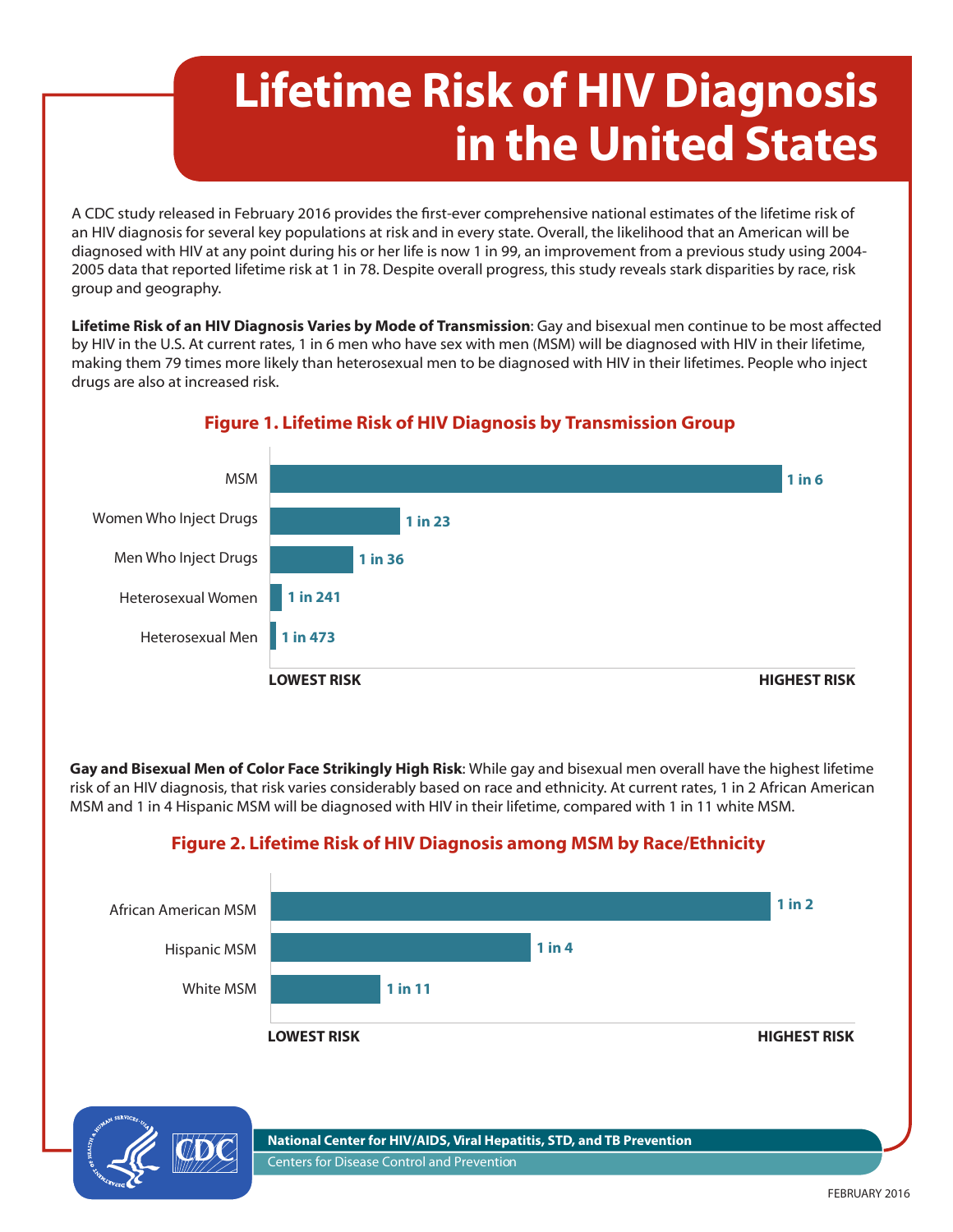# Lifetime Risk of HIV Diagnosis in the United States

A CDC study released in February 2016 provides the first-ever comprehensive national estimates of the lifetime risk of an HIV diagnosis for several key populations at risk and in every state. Overall, the likelihood that an American will be diagnosed with HIV at any point during his or her life is now 1 in 99, an improvement from a previous study using 2004-2005 data that reported lifetime risk at 1 in 78. Despite overall progress, this study reveals stark disparities by race, risk group and geography.

**Lifetime Risk of an HIV Diagnosis Varies by Mode of Transmission**: Gay and bisexual men continue to be most affected by HIV in the U.S. At current rates, 1 in 6 men who have sex with men (MSM) will be diagnosed with HIV in their lifetime, making them 79 times more likely than heterosexual men to be diagnosed with HIV in their lifetimes. People who inject drugs are also at increased risk.

## Figure 1. Lifetime Risk of HIV Diagnosis by Transmission Group

| Transmission Group | Lifetime Risk |
|---|---|
| MSM | 1 in 6 |
| Women Who Inject Drugs | 1 in 23 |
| Men Who Inject Drugs | 1 in 36 |
| Heterosexual Women | 1 in 241 |
| Heterosexual Men | 1 in 473 |

LOWEST RISK — HIGHEST RISK

**Gay and Bisexual Men of Color Face Strikingly High Risk**: While gay and bisexual men overall have the highest lifetime risk of an HIV diagnosis, that risk varies considerably based on race and ethnicity. At current rates, 1 in 2 African American MSM and 1 in 4 Hispanic MSM will be diagnosed with HIV in their lifetime, compared with 1 in 11 white MSM.

## Figure 2. Lifetime Risk of HIV Diagnosis among MSM by Race/Ethnicity

| Race/Ethnicity | Lifetime Risk |
|---|---|
| African American MSM | 1 in 2 |
| Hispanic MSM | 1 in 4 |
| White MSM | 1 in 11 |

LOWEST RISK — HIGHEST RISK

**National Center for HIV/AIDS, Viral Hepatitis, STD, and TB Prevention**
Centers for Disease Control and Prevention

FEBRUARY 2016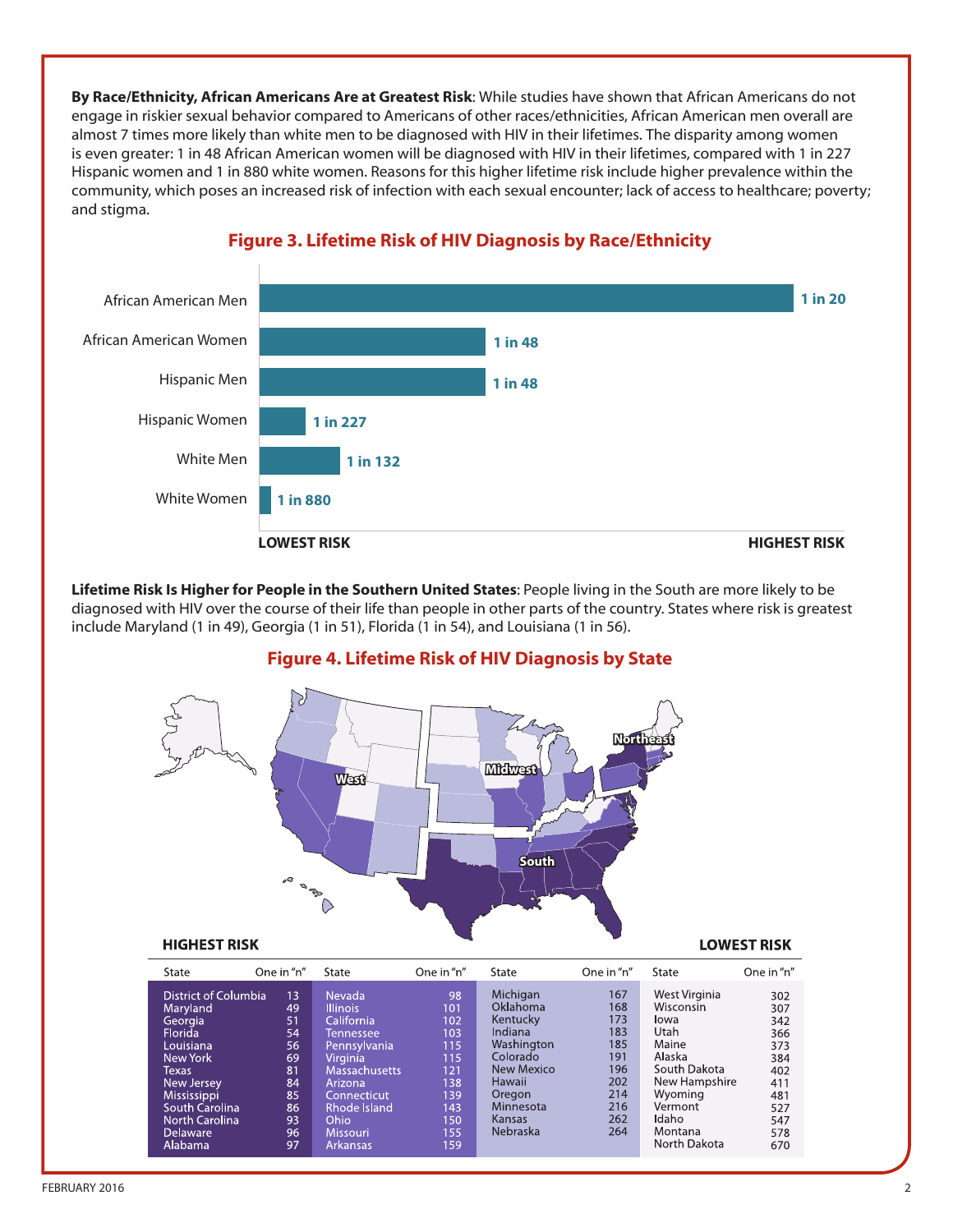**By Race/Ethnicity, African Americans Are at Greatest Risk**: While studies have shown that African Americans do not engage in riskier sexual behavior compared to Americans of other races/ethnicities, African American men overall are almost 7 times more likely than white men to be diagnosed with HIV in their lifetimes. The disparity among women is even greater: 1 in 48 African American women will be diagnosed with HIV in their lifetimes, compared with 1 in 227 Hispanic women and 1 in 880 white women. Reasons for this higher lifetime risk include higher prevalence within the community, which poses an increased risk of infection with each sexual encounter; lack of access to healthcare; poverty; and stigma.

## Figure 3. Lifetime Risk of HIV Diagnosis by Race/Ethnicity

African American Men — 1 in 20
African American Women — 1 in 48
Hispanic Men — 1 in 48
Hispanic Women — 1 in 227
White Men — 1 in 132
White Women — 1 in 880

LOWEST RISK — HIGHEST RISK

**Lifetime Risk Is Higher for People in the Southern United States**: People living in the South are more likely to be diagnosed with HIV over the course of their life than people in other parts of the country. States where risk is greatest include Maryland (1 in 49), Georgia (1 in 51), Florida (1 in 54), and Louisiana (1 in 56).

## Figure 4. Lifetime Risk of HIV Diagnosis by State

Northeast
Midwest
West
South

HIGHEST RISK — LOWEST RISK

| State | One in "n" | State | One in "n" | State | One in "n" | State | One in "n" |
|---|---|---|---|---|---|---|---|
| District of Columbia | 13 | Nevada | 98 | Michigan | 167 | West Virginia | 302 |
| Maryland | 49 | Illinois | 101 | Oklahoma | 168 | Wisconsin | 307 |
| Georgia | 51 | California | 102 | Kentucky | 173 | Iowa | 342 |
| Florida | 54 | Tennessee | 103 | Indiana | 183 | Utah | 366 |
| Louisiana | 56 | Pennsylvania | 115 | Washington | 185 | Maine | 373 |
| New York | 69 | Virginia | 115 | Colorado | 191 | Alaska | 384 |
| Texas | 81 | Massachusetts | 121 | New Mexico | 196 | South Dakota | 402 |
| New Jersey | 84 | Arizona | 138 | Hawaii | 202 | New Hampshire | 411 |
| Mississippi | 85 | Connecticut | 139 | Oregon | 214 | Wyoming | 481 |
| South Carolina | 86 | Rhode Island | 143 | Minnesota | 216 | Vermont | 527 |
| North Carolina | 93 | Ohio | 150 | Kansas | 262 | Idaho | 547 |
| Delaware | 96 | Missouri | 155 | Nebraska | 264 | Montana | 578 |
| Alabama | 97 | Arkansas | 159 | | | North Dakota | 670 |

FEBRUARY 2016